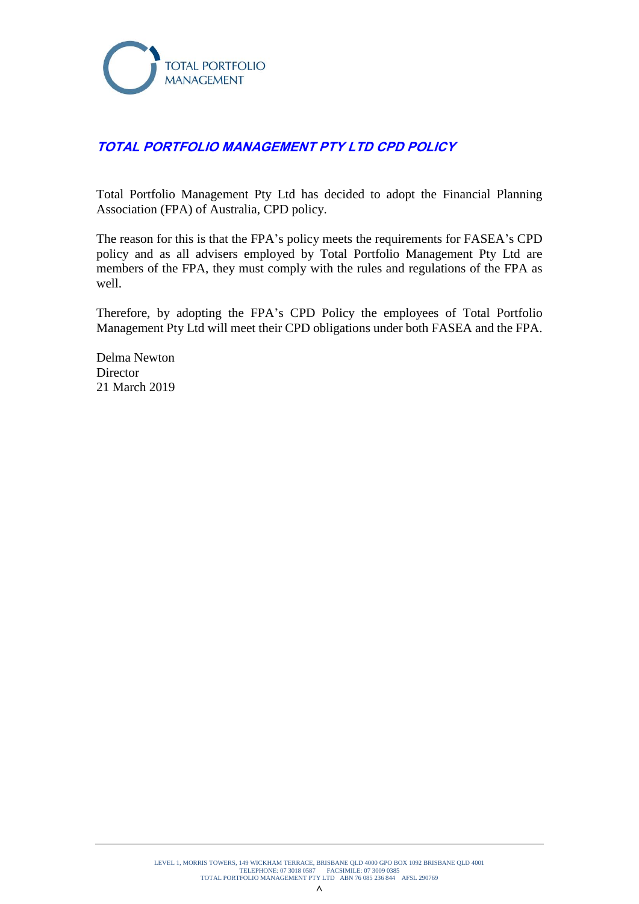# TOTAL PORTFOLIO MANAGEMENT PTY LTD CPD POLICY

Total Portfolio Management Pty Ltd has decided to adopt the Financial Planning Association (FPA) of Australia, CPD policy.

The reason for this is that the FPA's policy meets the requirements for FASEA's CPD policy and as all advisers employed by Total Portfolio Management Pty Ltd are members of the FPA, they must comply with the rules and regulations of the FPA as well.

Therefore, by adopting the FPA's CPD Policy the employees of Total Portfolio Management Pty Ltd will meet their CPD obligations under both FASEA and the FPA.

Delma Newton
Director
21 March 2019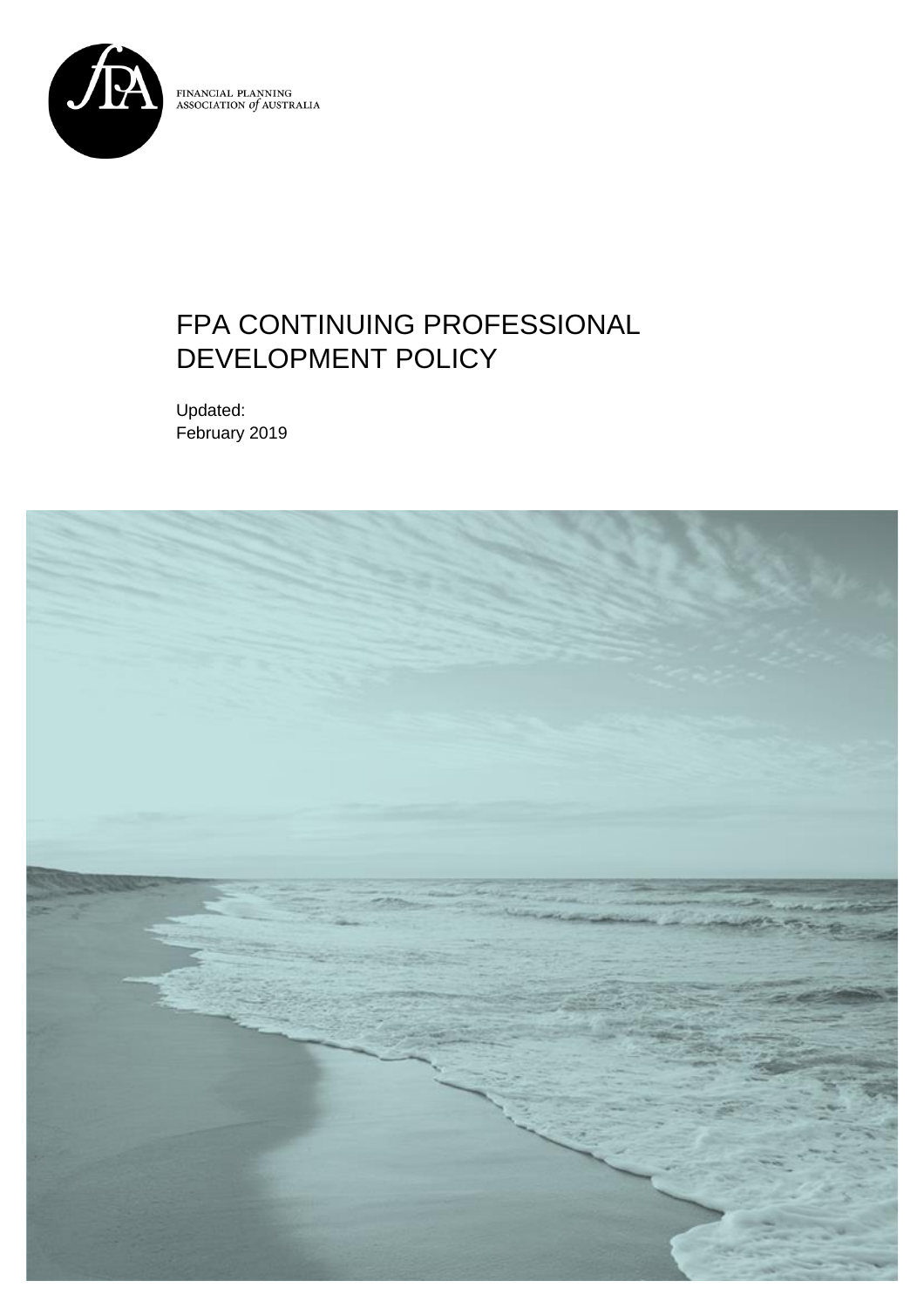FINANCIAL PLANNING ASSOCIATION *of* AUSTRALIA

# FPA CONTINUING PROFESSIONAL DEVELOPMENT POLICY

Updated:
February 2019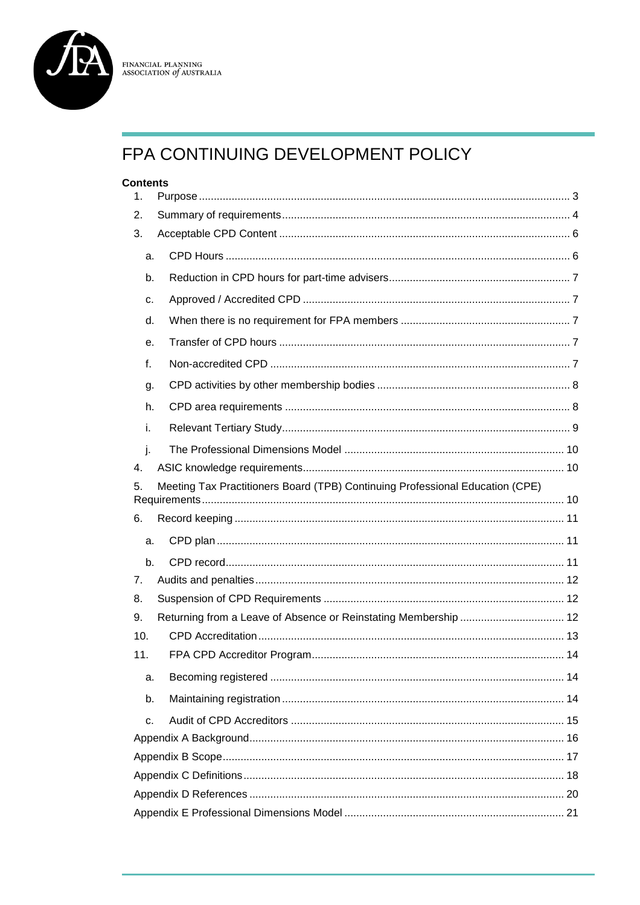FINANCIAL PLANNING ASSOCIATION of AUSTRALIA

# FPA CONTINUING DEVELOPMENT POLICY

**Contents**

1. Purpose ........ 3
2. Summary of requirements ........ 4
3. Acceptable CPD Content ........ 6
   - a. CPD Hours ........ 6
   - b. Reduction in CPD hours for part-time advisers ........ 7
   - c. Approved / Accredited CPD ........ 7
   - d. When there is no requirement for FPA members ........ 7
   - e. Transfer of CPD hours ........ 7
   - f. Non-accredited CPD ........ 7
   - g. CPD activities by other membership bodies ........ 8
   - h. CPD area requirements ........ 8
   - i. Relevant Tertiary Study ........ 9
   - j. The Professional Dimensions Model ........ 10
4. ASIC knowledge requirements ........ 10
5. Meeting Tax Practitioners Board (TPB) Continuing Professional Education (CPE) Requirements ........ 10
6. Record keeping ........ 11
   - a. CPD plan ........ 11
   - b. CPD record ........ 11
7. Audits and penalties ........ 12
8. Suspension of CPD Requirements ........ 12
9. Returning from a Leave of Absence or Reinstating Membership ........ 12
10. CPD Accreditation ........ 13
11. FPA CPD Accreditor Program ........ 14
    - a. Becoming registered ........ 14
    - b. Maintaining registration ........ 14
    - c. Audit of CPD Accreditors ........ 15

Appendix A Background ........ 16

Appendix B Scope ........ 17

Appendix C Definitions ........ 18

Appendix D References ........ 20

Appendix E Professional Dimensions Model ........ 21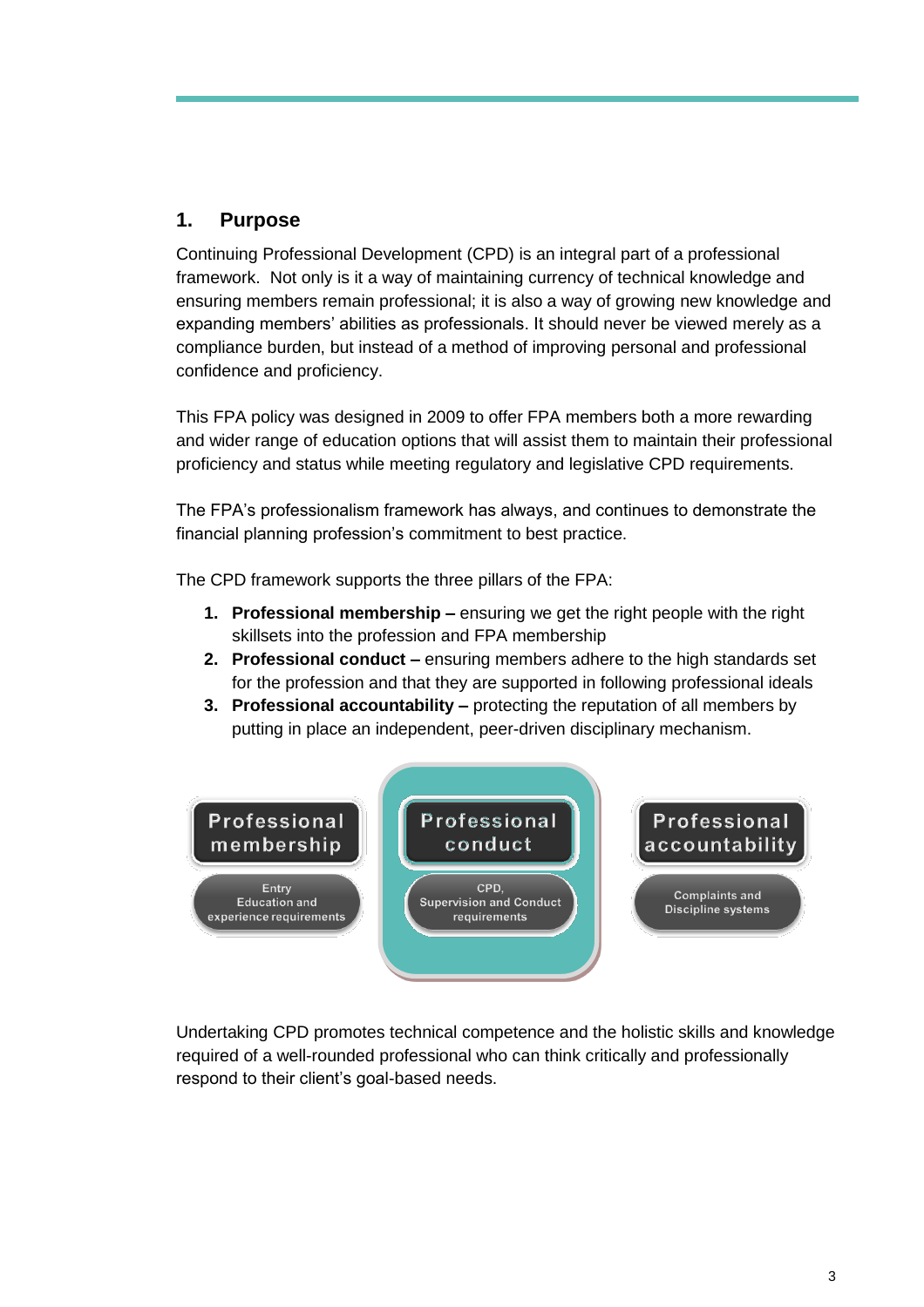## 1. Purpose

Continuing Professional Development (CPD) is an integral part of a professional framework. Not only is it a way of maintaining currency of technical knowledge and ensuring members remain professional; it is also a way of growing new knowledge and expanding members' abilities as professionals. It should never be viewed merely as a compliance burden, but instead of a method of improving personal and professional confidence and proficiency.

This FPA policy was designed in 2009 to offer FPA members both a more rewarding and wider range of education options that will assist them to maintain their professional proficiency and status while meeting regulatory and legislative CPD requirements.

The FPA's professionalism framework has always, and continues to demonstrate the financial planning profession's commitment to best practice.

The CPD framework supports the three pillars of the FPA:

1. **Professional membership –** ensuring we get the right people with the right skillsets into the profession and FPA membership
2. **Professional conduct –** ensuring members adhere to the high standards set for the profession and that they are supported in following professional ideals
3. **Professional accountability –** protecting the reputation of all members by putting in place an independent, peer-driven disciplinary mechanism.

| Professional membership | Professional conduct | Professional accountability |
| --- | --- | --- |
| Entry Education and experience requirements | CPD, Supervision and Conduct requirements | Complaints and Discipline systems |

Undertaking CPD promotes technical competence and the holistic skills and knowledge required of a well-rounded professional who can think critically and professionally respond to their client's goal-based needs.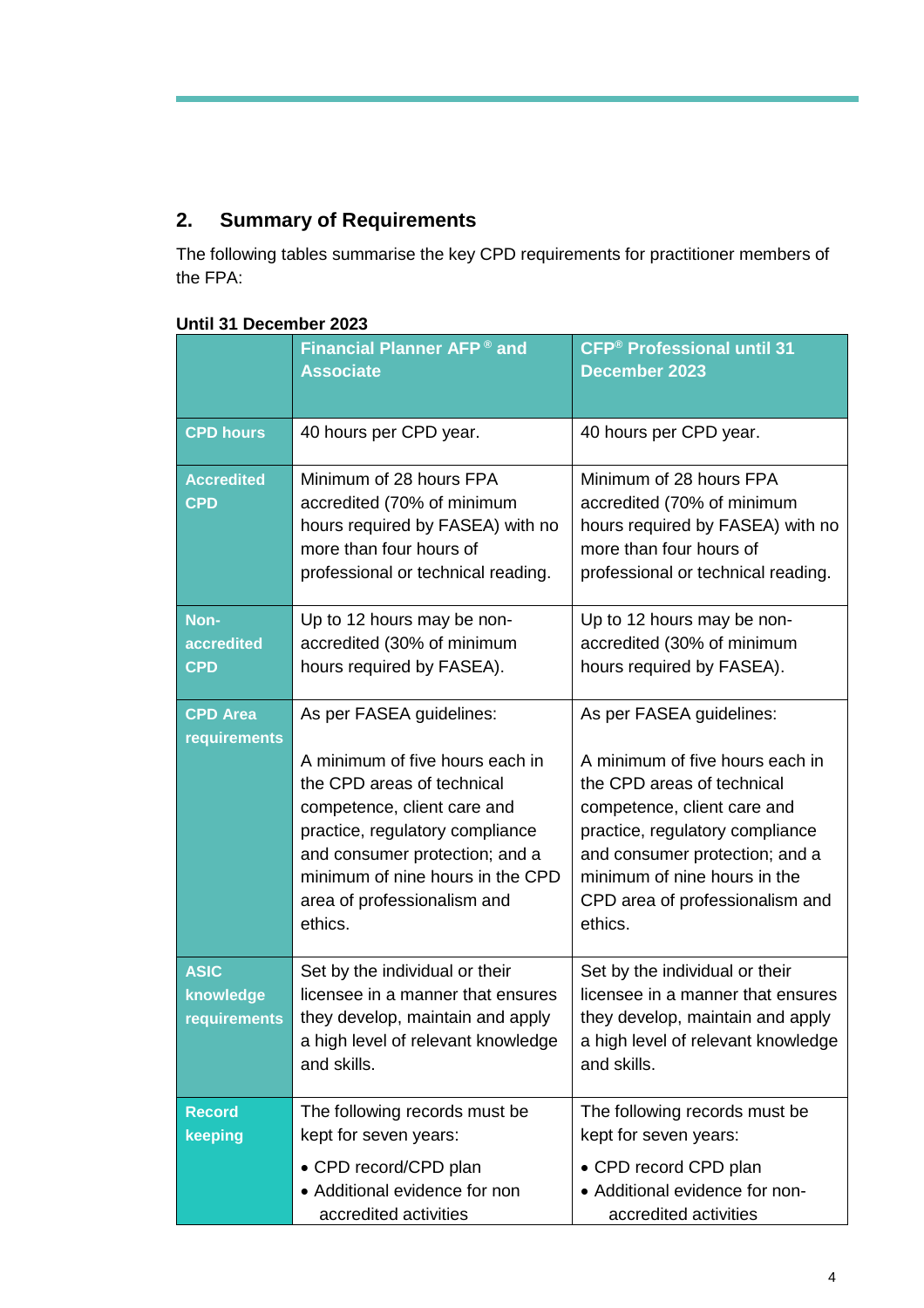## 2. Summary of Requirements

The following tables summarise the key CPD requirements for practitioner members of the FPA:

**Until 31 December 2023**

| | Financial Planner AFP ® and Associate | CFP® Professional until 31 December 2023 |
|---|---|---|
| **CPD hours** | 40 hours per CPD year. | 40 hours per CPD year. |
| **Accredited CPD** | Minimum of 28 hours FPA accredited (70% of minimum hours required by FASEA) with no more than four hours of professional or technical reading. | Minimum of 28 hours FPA accredited (70% of minimum hours required by FASEA) with no more than four hours of professional or technical reading. |
| **Non-accredited CPD** | Up to 12 hours may be non-accredited (30% of minimum hours required by FASEA). | Up to 12 hours may be non-accredited (30% of minimum hours required by FASEA). |
| **CPD Area requirements** | As per FASEA guidelines:<br><br>A minimum of five hours each in the CPD areas of technical competence, client care and practice, regulatory compliance and consumer protection; and a minimum of nine hours in the CPD area of professionalism and ethics. | As per FASEA guidelines:<br><br>A minimum of five hours each in the CPD areas of technical competence, client care and practice, regulatory compliance and consumer protection; and a minimum of nine hours in the CPD area of professionalism and ethics. |
| **ASIC knowledge requirements** | Set by the individual or their licensee in a manner that ensures they develop, maintain and apply a high level of relevant knowledge and skills. | Set by the individual or their licensee in a manner that ensures they develop, maintain and apply a high level of relevant knowledge and skills. |
| **Record keeping** | The following records must be kept for seven years:<br>• CPD record/CPD plan<br>• Additional evidence for non accredited activities | The following records must be kept for seven years:<br>• CPD record CPD plan<br>• Additional evidence for non-accredited activities |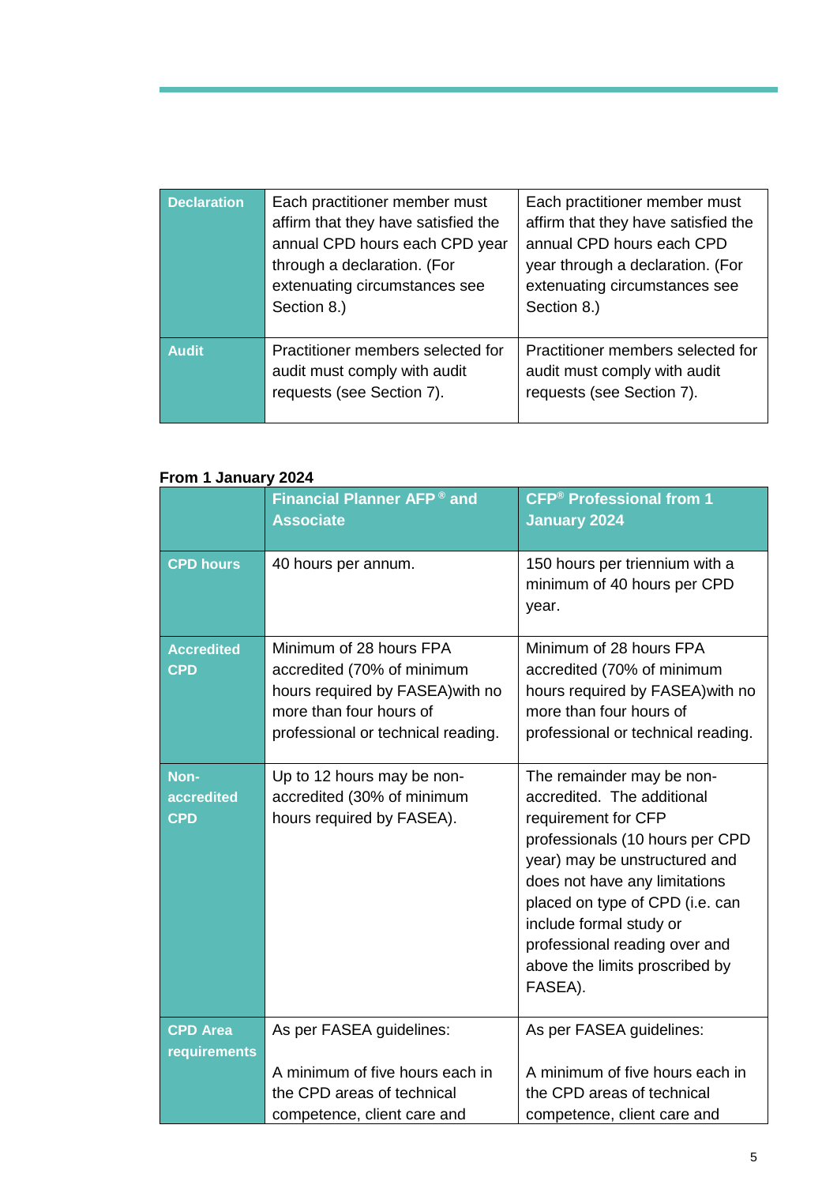| | | |
|---|---|---|
| **Declaration** | Each practitioner member must affirm that they have satisfied the annual CPD hours each CPD year through a declaration. (For extenuating circumstances see Section 8.) | Each practitioner member must affirm that they have satisfied the annual CPD hours each CPD year through a declaration. (For extenuating circumstances see Section 8.) |
| **Audit** | Practitioner members selected for audit must comply with audit requests (see Section 7). | Practitioner members selected for audit must comply with audit requests (see Section 7). |

**From 1 January 2024**

| | **Financial Planner AFP ® and Associate** | **CFP® Professional from 1 January 2024** |
|---|---|---|
| **CPD hours** | 40 hours per annum. | 150 hours per triennium with a minimum of 40 hours per CPD year. |
| **Accredited CPD** | Minimum of 28 hours FPA accredited (70% of minimum hours required by FASEA)with no more than four hours of professional or technical reading. | Minimum of 28 hours FPA accredited (70% of minimum hours required by FASEA)with no more than four hours of professional or technical reading. |
| **Non-accredited CPD** | Up to 12 hours may be non-accredited (30% of minimum hours required by FASEA). | The remainder may be non-accredited. The additional requirement for CFP professionals (10 hours per CPD year) may be unstructured and does not have any limitations placed on type of CPD (i.e. can include formal study or professional reading over and above the limits proscribed by FASEA). |
| **CPD Area requirements** | As per FASEA guidelines:<br><br>A minimum of five hours each in the CPD areas of technical competence, client care and | As per FASEA guidelines:<br><br>A minimum of five hours each in the CPD areas of technical competence, client care and |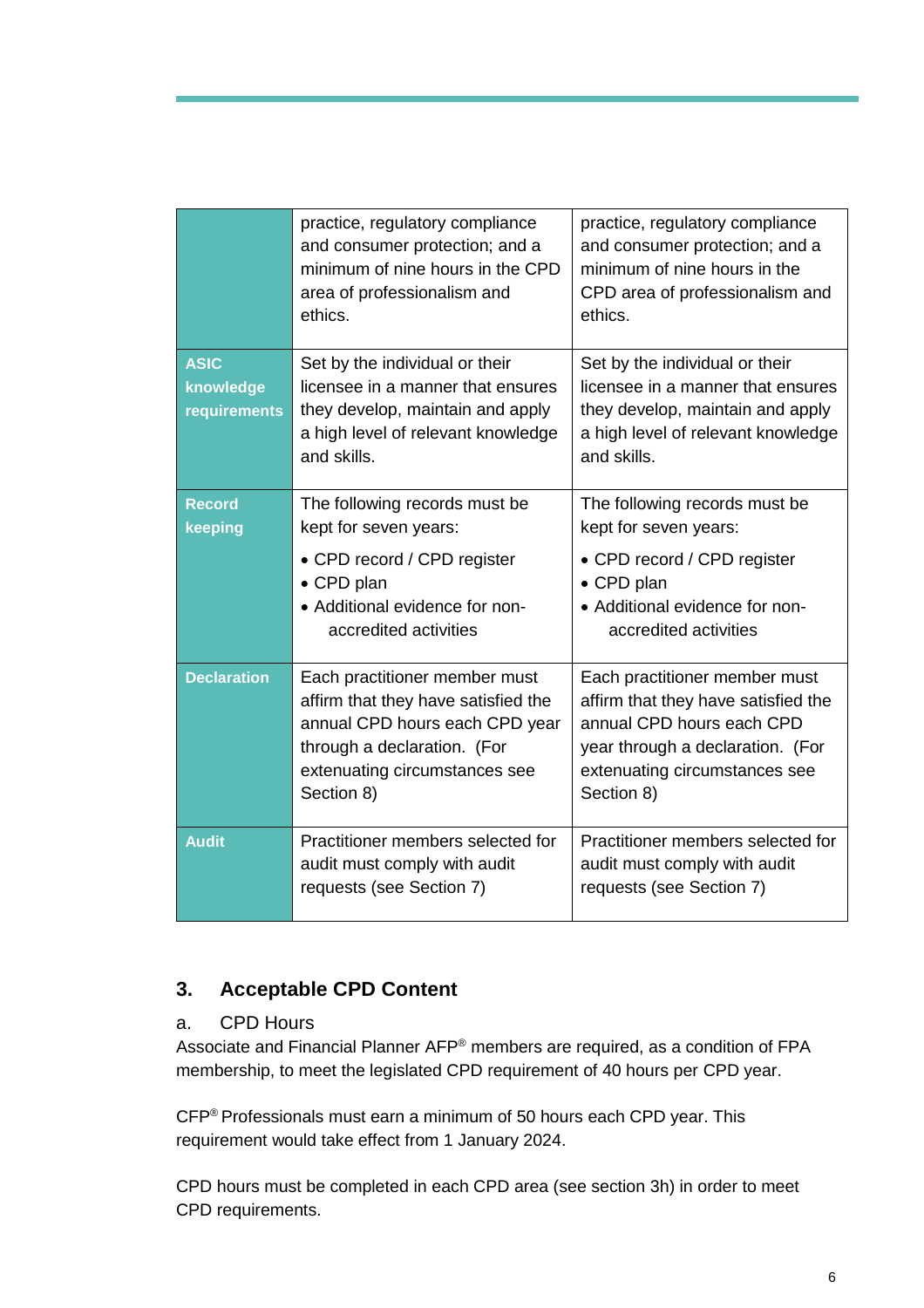| | | |
|---|---|---|
| | practice, regulatory compliance and consumer protection; and a minimum of nine hours in the CPD area of professionalism and ethics. | practice, regulatory compliance and consumer protection; and a minimum of nine hours in the CPD area of professionalism and ethics. |
| **ASIC knowledge requirements** | Set by the individual or their licensee in a manner that ensures they develop, maintain and apply a high level of relevant knowledge and skills. | Set by the individual or their licensee in a manner that ensures they develop, maintain and apply a high level of relevant knowledge and skills. |
| **Record keeping** | The following records must be kept for seven years:<br>• CPD record / CPD register<br>• CPD plan<br>• Additional evidence for non-accredited activities | The following records must be kept for seven years:<br>• CPD record / CPD register<br>• CPD plan<br>• Additional evidence for non-accredited activities |
| **Declaration** | Each practitioner member must affirm that they have satisfied the annual CPD hours each CPD year through a declaration. (For extenuating circumstances see Section 8) | Each practitioner member must affirm that they have satisfied the annual CPD hours each CPD year through a declaration. (For extenuating circumstances see Section 8) |
| **Audit** | Practitioner members selected for audit must comply with audit requests (see Section 7) | Practitioner members selected for audit must comply with audit requests (see Section 7) |

## 3. Acceptable CPD Content

### a. CPD Hours

Associate and Financial Planner AFP® members are required, as a condition of FPA membership, to meet the legislated CPD requirement of 40 hours per CPD year.

CFP® Professionals must earn a minimum of 50 hours each CPD year. This requirement would take effect from 1 January 2024.

CPD hours must be completed in each CPD area (see section 3h) in order to meet CPD requirements.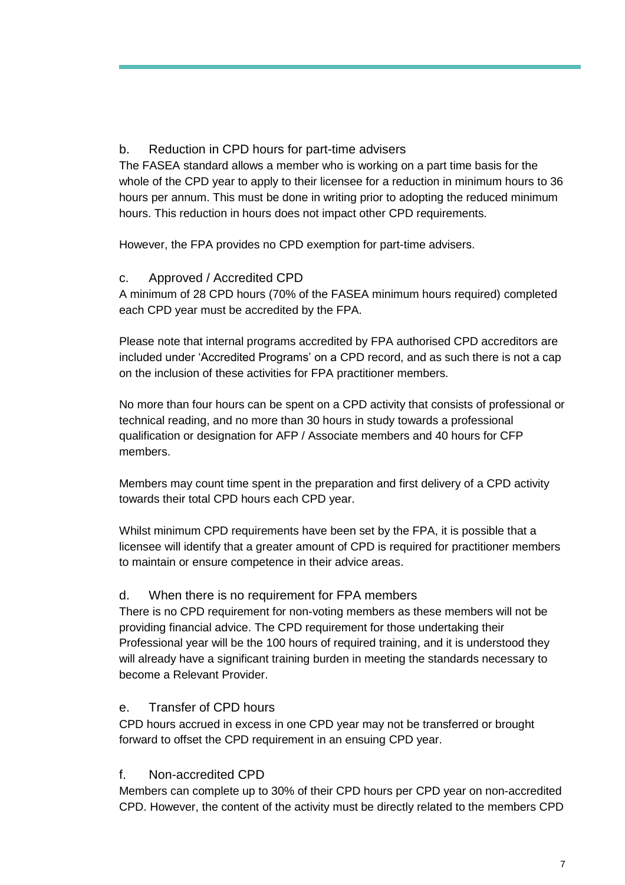### b. Reduction in CPD hours for part-time advisers

The FASEA standard allows a member who is working on a part time basis for the whole of the CPD year to apply to their licensee for a reduction in minimum hours to 36 hours per annum. This must be done in writing prior to adopting the reduced minimum hours. This reduction in hours does not impact other CPD requirements.

However, the FPA provides no CPD exemption for part-time advisers.

### c. Approved / Accredited CPD

A minimum of 28 CPD hours (70% of the FASEA minimum hours required) completed each CPD year must be accredited by the FPA.

Please note that internal programs accredited by FPA authorised CPD accreditors are included under 'Accredited Programs' on a CPD record, and as such there is not a cap on the inclusion of these activities for FPA practitioner members.

No more than four hours can be spent on a CPD activity that consists of professional or technical reading, and no more than 30 hours in study towards a professional qualification or designation for AFP / Associate members and 40 hours for CFP members.

Members may count time spent in the preparation and first delivery of a CPD activity towards their total CPD hours each CPD year.

Whilst minimum CPD requirements have been set by the FPA, it is possible that a licensee will identify that a greater amount of CPD is required for practitioner members to maintain or ensure competence in their advice areas.

### d. When there is no requirement for FPA members

There is no CPD requirement for non-voting members as these members will not be providing financial advice. The CPD requirement for those undertaking their Professional year will be the 100 hours of required training, and it is understood they will already have a significant training burden in meeting the standards necessary to become a Relevant Provider.

### e. Transfer of CPD hours

CPD hours accrued in excess in one CPD year may not be transferred or brought forward to offset the CPD requirement in an ensuing CPD year.

### f. Non-accredited CPD

Members can complete up to 30% of their CPD hours per CPD year on non-accredited CPD. However, the content of the activity must be directly related to the members CPD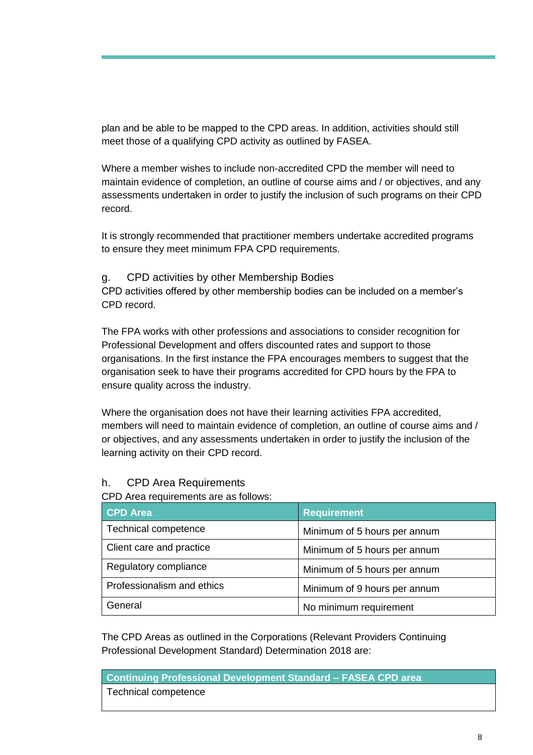plan and be able to be mapped to the CPD areas. In addition, activities should still meet those of a qualifying CPD activity as outlined by FASEA.

Where a member wishes to include non-accredited CPD the member will need to maintain evidence of completion, an outline of course aims and / or objectives, and any assessments undertaken in order to justify the inclusion of such programs on their CPD record.

It is strongly recommended that practitioner members undertake accredited programs to ensure they meet minimum FPA CPD requirements.

### g. CPD activities by other Membership Bodies

CPD activities offered by other membership bodies can be included on a member's CPD record.

The FPA works with other professions and associations to consider recognition for Professional Development and offers discounted rates and support to those organisations. In the first instance the FPA encourages members to suggest that the organisation seek to have their programs accredited for CPD hours by the FPA to ensure quality across the industry.

Where the organisation does not have their learning activities FPA accredited, members will need to maintain evidence of completion, an outline of course aims and / or objectives, and any assessments undertaken in order to justify the inclusion of the learning activity on their CPD record.

### h. CPD Area Requirements

CPD Area requirements are as follows:

| CPD Area | Requirement |
| --- | --- |
| Technical competence | Minimum of 5 hours per annum |
| Client care and practice | Minimum of 5 hours per annum |
| Regulatory compliance | Minimum of 5 hours per annum |
| Professionalism and ethics | Minimum of 9 hours per annum |
| General | No minimum requirement |

The CPD Areas as outlined in the Corporations (Relevant Providers Continuing Professional Development Standard) Determination 2018 are:

| Continuing Professional Development Standard – FASEA CPD area |
| --- |
| Technical competence |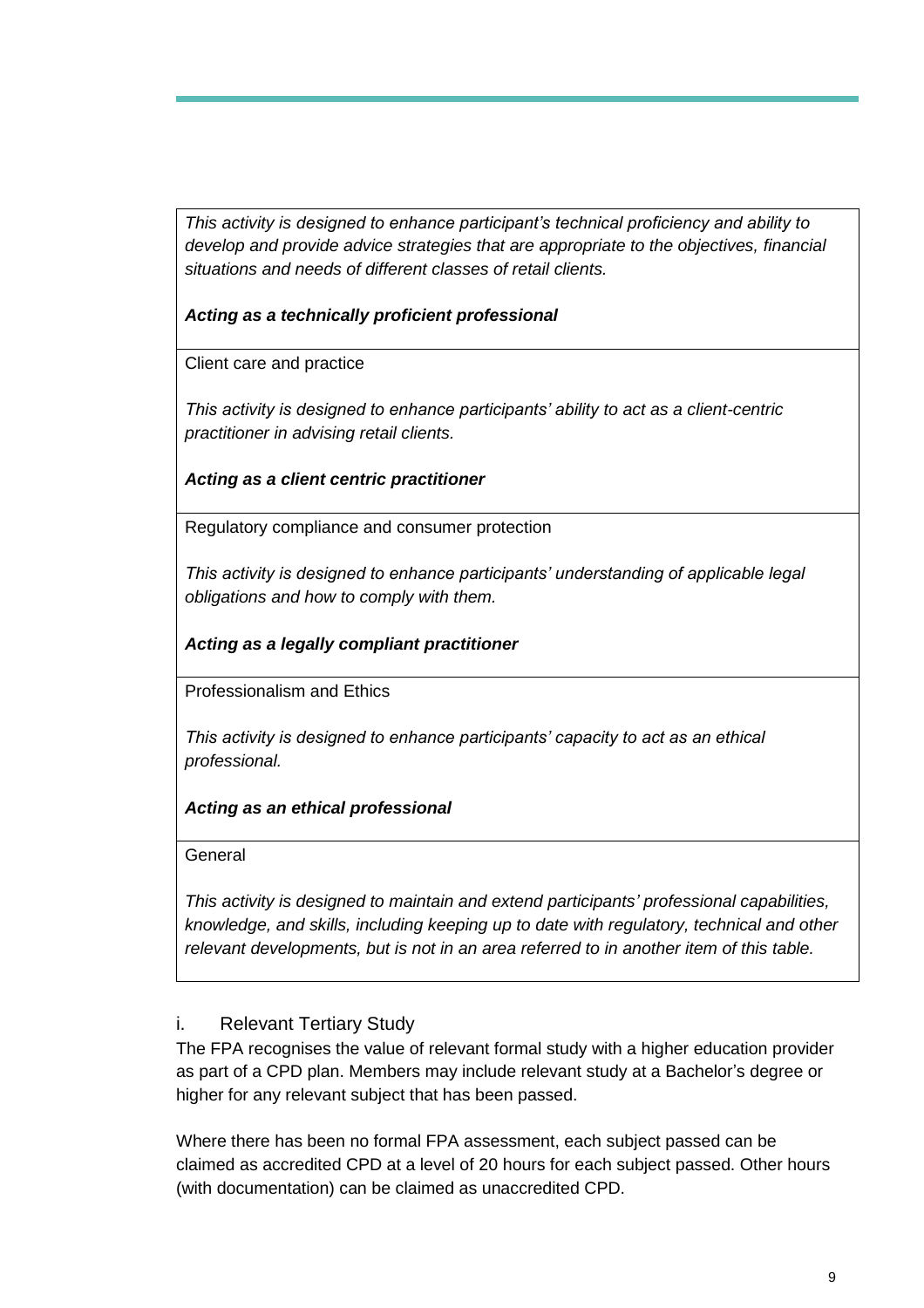| |
|---|
| *This activity is designed to enhance participant's technical proficiency and ability to develop and provide advice strategies that are appropriate to the objectives, financial situations and needs of different classes of retail clients.*<br><br>***Acting as a technically proficient professional*** |
| Client care and practice<br><br>*This activity is designed to enhance participants' ability to act as a client-centric practitioner in advising retail clients.*<br><br>***Acting as a client centric practitioner*** |
| Regulatory compliance and consumer protection<br><br>*This activity is designed to enhance participants' understanding of applicable legal obligations and how to comply with them.*<br><br>***Acting as a legally compliant practitioner*** |
| Professionalism and Ethics<br><br>*This activity is designed to enhance participants' capacity to act as an ethical professional.*<br><br>***Acting as an ethical professional*** |
| General<br><br>*This activity is designed to maintain and extend participants' professional capabilities, knowledge, and skills, including keeping up to date with regulatory, technical and other relevant developments, but is not in an area referred to in another item of this table.* |

### i. Relevant Tertiary Study

The FPA recognises the value of relevant formal study with a higher education provider as part of a CPD plan. Members may include relevant study at a Bachelor's degree or higher for any relevant subject that has been passed.

Where there has been no formal FPA assessment, each subject passed can be claimed as accredited CPD at a level of 20 hours for each subject passed. Other hours (with documentation) can be claimed as unaccredited CPD.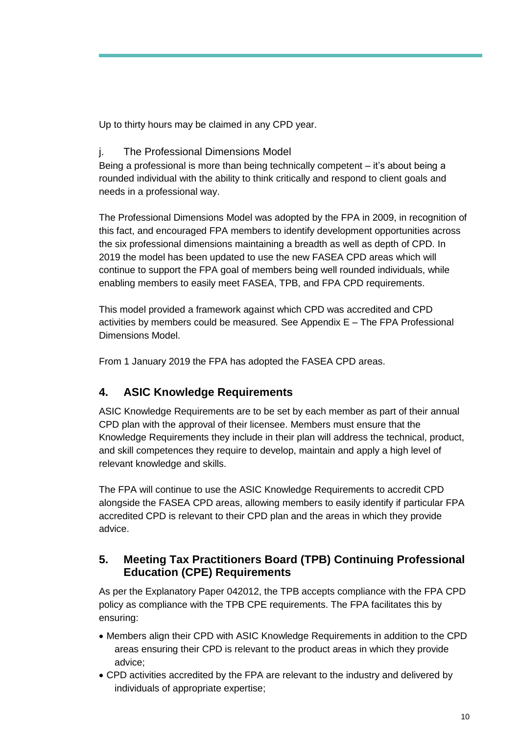Up to thirty hours may be claimed in any CPD year.

j. The Professional Dimensions Model

Being a professional is more than being technically competent – it's about being a rounded individual with the ability to think critically and respond to client goals and needs in a professional way.

The Professional Dimensions Model was adopted by the FPA in 2009, in recognition of this fact, and encouraged FPA members to identify development opportunities across the six professional dimensions maintaining a breadth as well as depth of CPD. In 2019 the model has been updated to use the new FASEA CPD areas which will continue to support the FPA goal of members being well rounded individuals, while enabling members to easily meet FASEA, TPB, and FPA CPD requirements.

This model provided a framework against which CPD was accredited and CPD activities by members could be measured. See Appendix E – The FPA Professional Dimensions Model.

From 1 January 2019 the FPA has adopted the FASEA CPD areas.

## 4. ASIC Knowledge Requirements

ASIC Knowledge Requirements are to be set by each member as part of their annual CPD plan with the approval of their licensee. Members must ensure that the Knowledge Requirements they include in their plan will address the technical, product, and skill competences they require to develop, maintain and apply a high level of relevant knowledge and skills.

The FPA will continue to use the ASIC Knowledge Requirements to accredit CPD alongside the FASEA CPD areas, allowing members to easily identify if particular FPA accredited CPD is relevant to their CPD plan and the areas in which they provide advice.

## 5. Meeting Tax Practitioners Board (TPB) Continuing Professional Education (CPE) Requirements

As per the Explanatory Paper 042012, the TPB accepts compliance with the FPA CPD policy as compliance with the TPB CPE requirements. The FPA facilitates this by ensuring:

- Members align their CPD with ASIC Knowledge Requirements in addition to the CPD areas ensuring their CPD is relevant to the product areas in which they provide advice;
- CPD activities accredited by the FPA are relevant to the industry and delivered by individuals of appropriate expertise;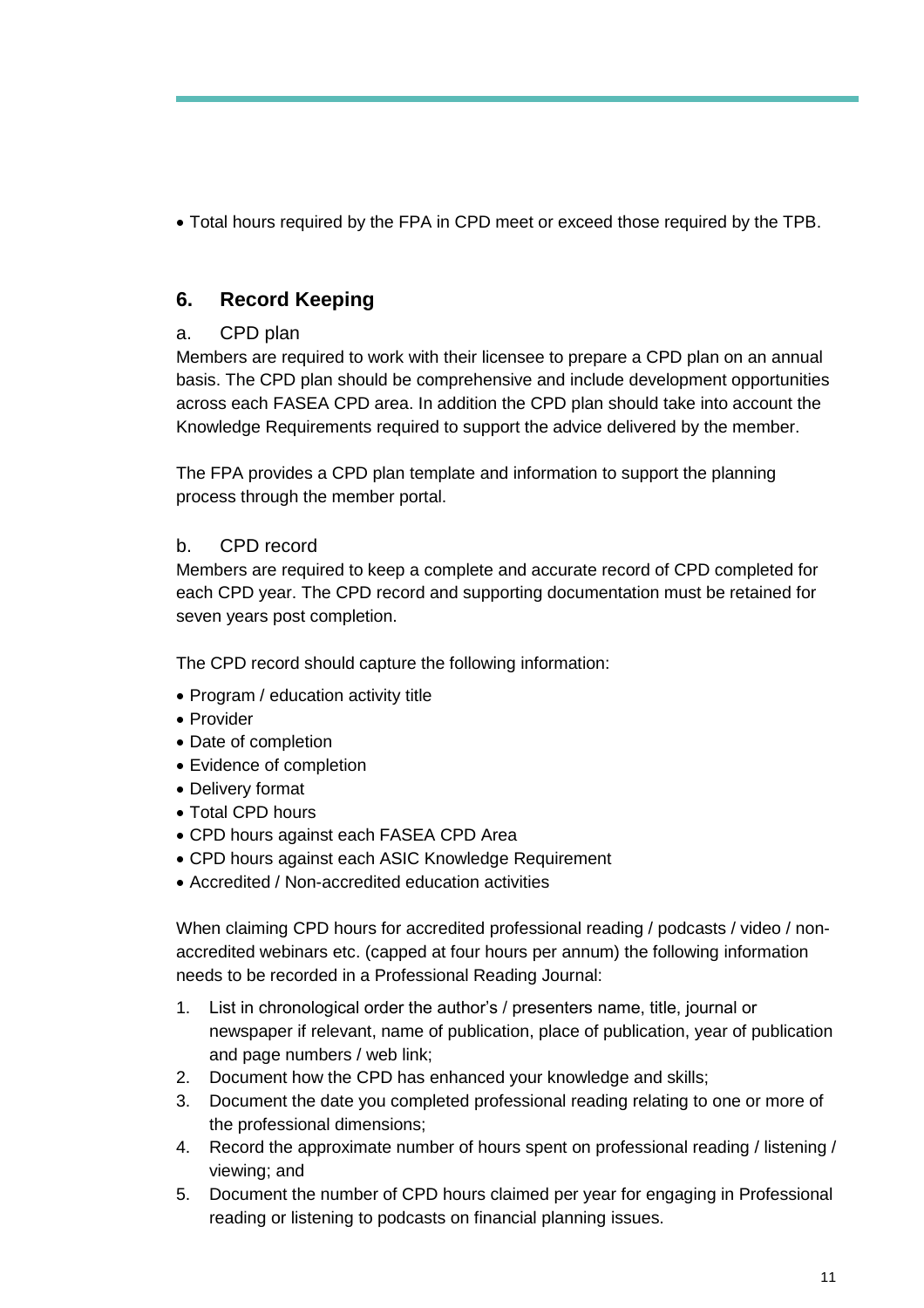- Total hours required by the FPA in CPD meet or exceed those required by the TPB.

## 6. Record Keeping

### a. CPD plan

Members are required to work with their licensee to prepare a CPD plan on an annual basis. The CPD plan should be comprehensive and include development opportunities across each FASEA CPD area. In addition the CPD plan should take into account the Knowledge Requirements required to support the advice delivered by the member.

The FPA provides a CPD plan template and information to support the planning process through the member portal.

### b. CPD record

Members are required to keep a complete and accurate record of CPD completed for each CPD year. The CPD record and supporting documentation must be retained for seven years post completion.

The CPD record should capture the following information:

- Program / education activity title
- Provider
- Date of completion
- Evidence of completion
- Delivery format
- Total CPD hours
- CPD hours against each FASEA CPD Area
- CPD hours against each ASIC Knowledge Requirement
- Accredited / Non-accredited education activities

When claiming CPD hours for accredited professional reading / podcasts / video / non-accredited webinars etc. (capped at four hours per annum) the following information needs to be recorded in a Professional Reading Journal:

1. List in chronological order the author's / presenters name, title, journal or newspaper if relevant, name of publication, place of publication, year of publication and page numbers / web link;
2. Document how the CPD has enhanced your knowledge and skills;
3. Document the date you completed professional reading relating to one or more of the professional dimensions;
4. Record the approximate number of hours spent on professional reading / listening / viewing; and
5. Document the number of CPD hours claimed per year for engaging in Professional reading or listening to podcasts on financial planning issues.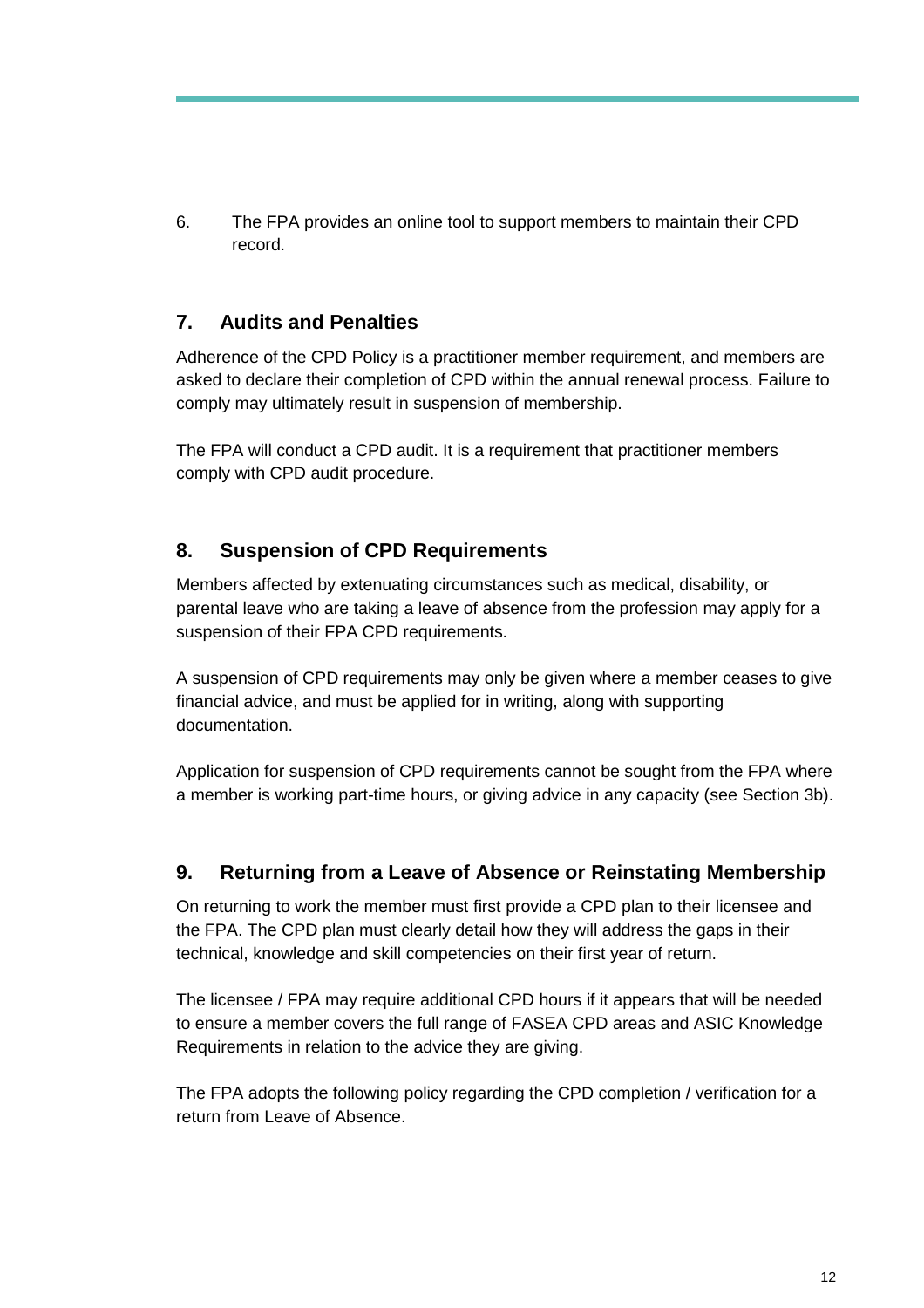6. The FPA provides an online tool to support members to maintain their CPD record.

## 7. Audits and Penalties

Adherence of the CPD Policy is a practitioner member requirement, and members are asked to declare their completion of CPD within the annual renewal process. Failure to comply may ultimately result in suspension of membership.

The FPA will conduct a CPD audit. It is a requirement that practitioner members comply with CPD audit procedure.

## 8. Suspension of CPD Requirements

Members affected by extenuating circumstances such as medical, disability, or parental leave who are taking a leave of absence from the profession may apply for a suspension of their FPA CPD requirements.

A suspension of CPD requirements may only be given where a member ceases to give financial advice, and must be applied for in writing, along with supporting documentation.

Application for suspension of CPD requirements cannot be sought from the FPA where a member is working part-time hours, or giving advice in any capacity (see Section 3b).

## 9. Returning from a Leave of Absence or Reinstating Membership

On returning to work the member must first provide a CPD plan to their licensee and the FPA. The CPD plan must clearly detail how they will address the gaps in their technical, knowledge and skill competencies on their first year of return.

The licensee / FPA may require additional CPD hours if it appears that will be needed to ensure a member covers the full range of FASEA CPD areas and ASIC Knowledge Requirements in relation to the advice they are giving.

The FPA adopts the following policy regarding the CPD completion / verification for a return from Leave of Absence.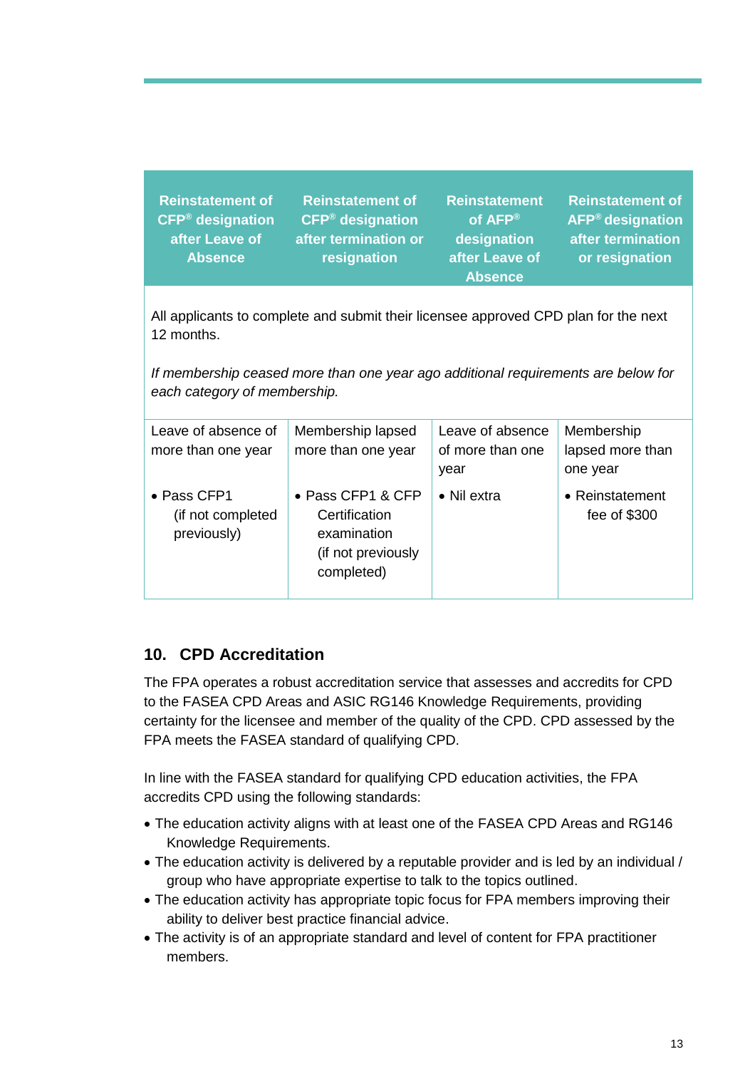| Reinstatement of CFP® designation after Leave of Absence | Reinstatement of CFP® designation after termination or resignation | Reinstatement of AFP® designation after Leave of Absence | Reinstatement of AFP® designation after termination or resignation |
|---|---|---|---|
| All applicants to complete and submit their licensee approved CPD plan for the next 12 months.<br><br>*If membership ceased more than one year ago additional requirements are below for each category of membership.* | | | |
| Leave of absence of more than one year<br><br>• Pass CFP1 (if not completed previously) | Membership lapsed more than one year<br><br>• Pass CFP1 & CFP Certification examination (if not previously completed) | Leave of absence of more than one year<br><br>• Nil extra | Membership lapsed more than one year<br><br>• Reinstatement fee of $300 |

## 10. CPD Accreditation

The FPA operates a robust accreditation service that assesses and accredits for CPD to the FASEA CPD Areas and ASIC RG146 Knowledge Requirements, providing certainty for the licensee and member of the quality of the CPD. CPD assessed by the FPA meets the FASEA standard of qualifying CPD.

In line with the FASEA standard for qualifying CPD education activities, the FPA accredits CPD using the following standards:

- The education activity aligns with at least one of the FASEA CPD Areas and RG146 Knowledge Requirements.
- The education activity is delivered by a reputable provider and is led by an individual / group who have appropriate expertise to talk to the topics outlined.
- The education activity has appropriate topic focus for FPA members improving their ability to deliver best practice financial advice.
- The activity is of an appropriate standard and level of content for FPA practitioner members.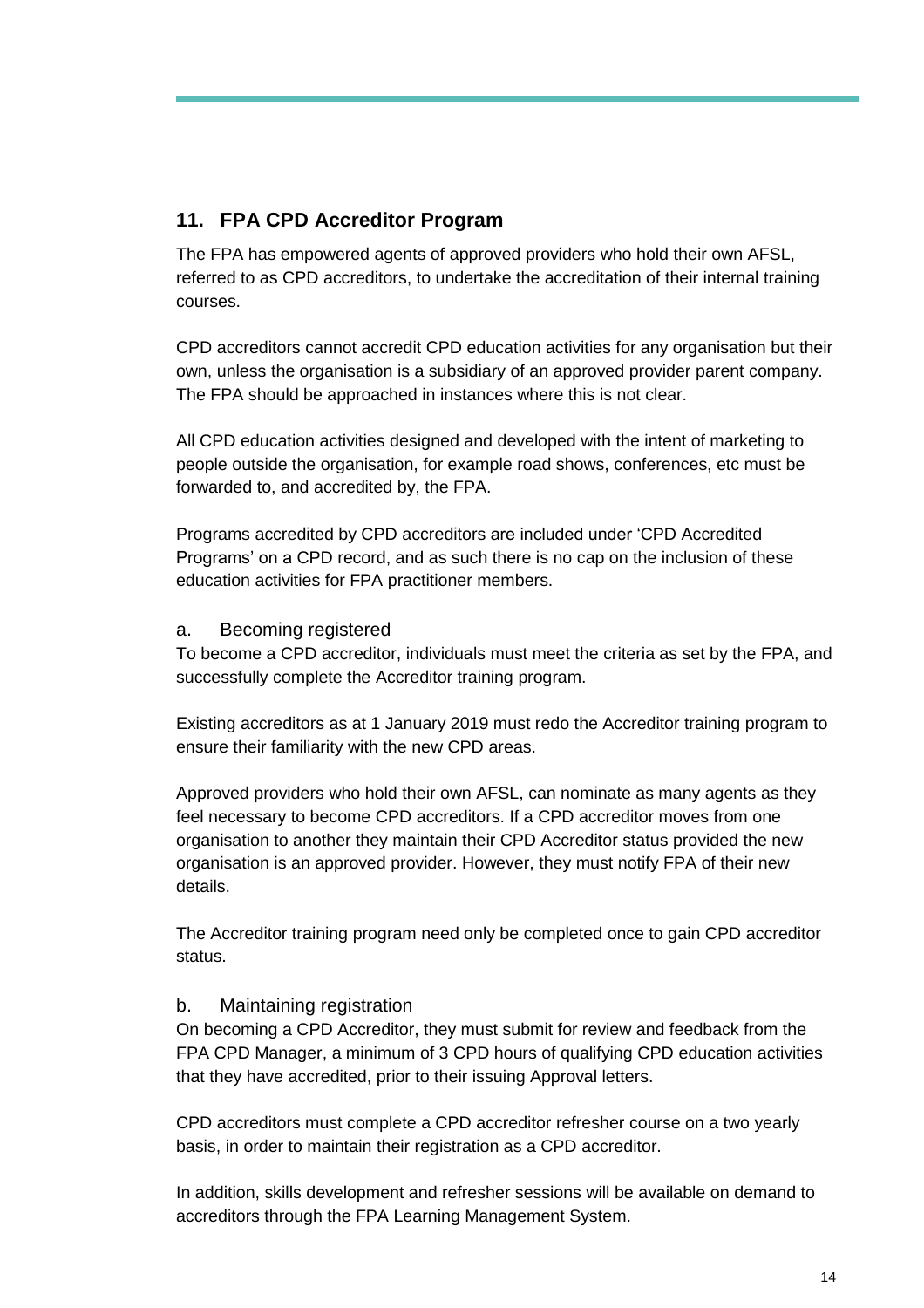## 11. FPA CPD Accreditor Program

The FPA has empowered agents of approved providers who hold their own AFSL, referred to as CPD accreditors, to undertake the accreditation of their internal training courses.

CPD accreditors cannot accredit CPD education activities for any organisation but their own, unless the organisation is a subsidiary of an approved provider parent company. The FPA should be approached in instances where this is not clear.

All CPD education activities designed and developed with the intent of marketing to people outside the organisation, for example road shows, conferences, etc must be forwarded to, and accredited by, the FPA.

Programs accredited by CPD accreditors are included under 'CPD Accredited Programs' on a CPD record, and as such there is no cap on the inclusion of these education activities for FPA practitioner members.

### a. Becoming registered

To become a CPD accreditor, individuals must meet the criteria as set by the FPA, and successfully complete the Accreditor training program.

Existing accreditors as at 1 January 2019 must redo the Accreditor training program to ensure their familiarity with the new CPD areas.

Approved providers who hold their own AFSL, can nominate as many agents as they feel necessary to become CPD accreditors. If a CPD accreditor moves from one organisation to another they maintain their CPD Accreditor status provided the new organisation is an approved provider. However, they must notify FPA of their new details.

The Accreditor training program need only be completed once to gain CPD accreditor status.

### b. Maintaining registration

On becoming a CPD Accreditor, they must submit for review and feedback from the FPA CPD Manager, a minimum of 3 CPD hours of qualifying CPD education activities that they have accredited, prior to their issuing Approval letters.

CPD accreditors must complete a CPD accreditor refresher course on a two yearly basis, in order to maintain their registration as a CPD accreditor.

In addition, skills development and refresher sessions will be available on demand to accreditors through the FPA Learning Management System.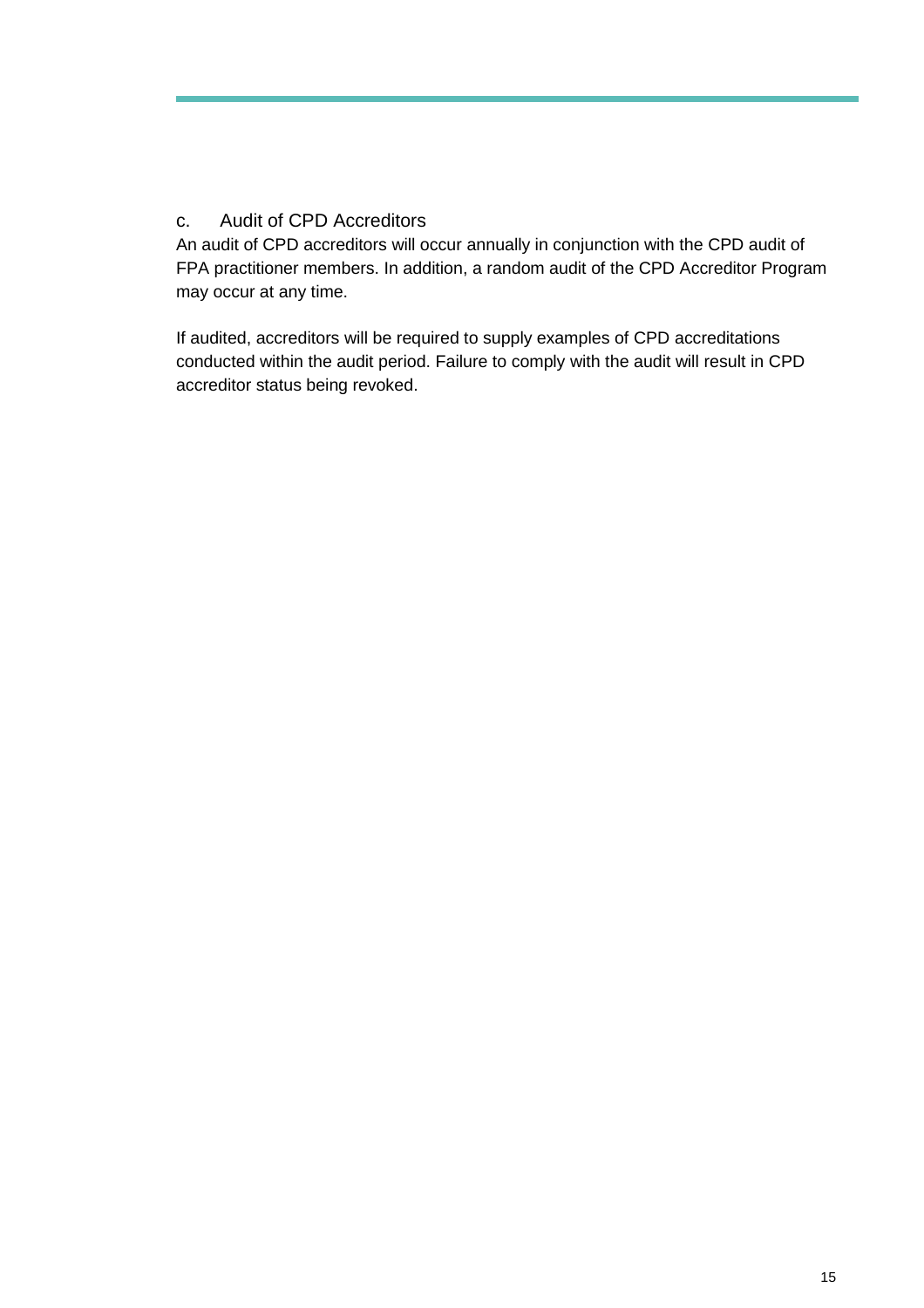### c. Audit of CPD Accreditors

An audit of CPD accreditors will occur annually in conjunction with the CPD audit of FPA practitioner members. In addition, a random audit of the CPD Accreditor Program may occur at any time.

If audited, accreditors will be required to supply examples of CPD accreditations conducted within the audit period. Failure to comply with the audit will result in CPD accreditor status being revoked.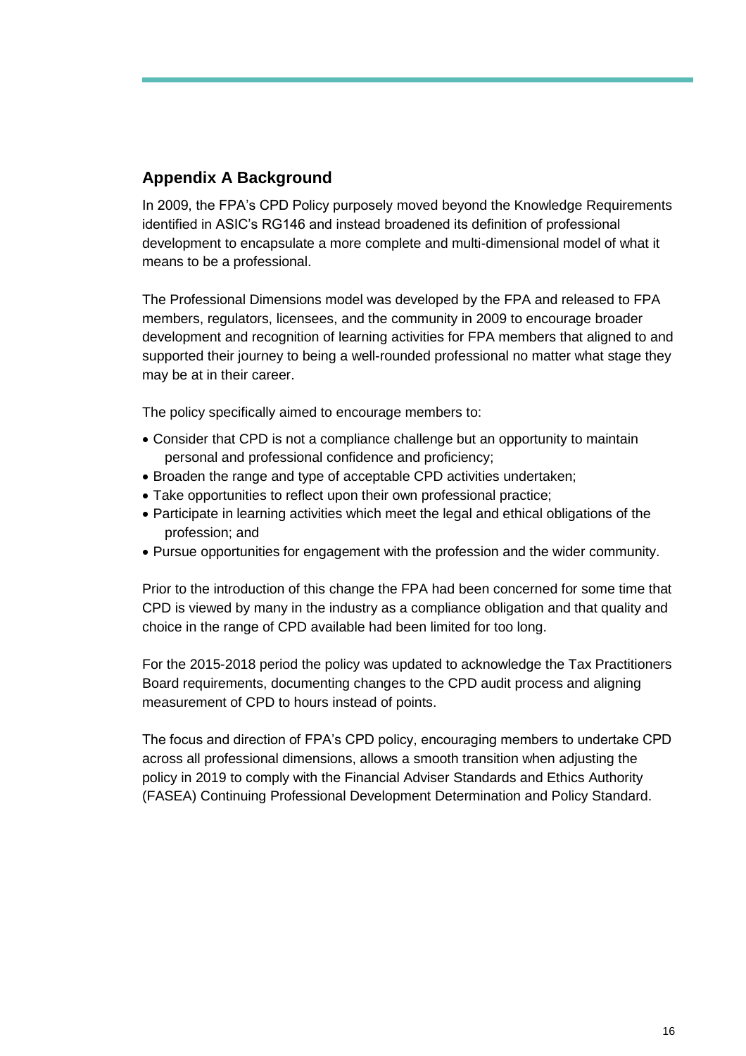## Appendix A Background

In 2009, the FPA's CPD Policy purposely moved beyond the Knowledge Requirements identified in ASIC's RG146 and instead broadened its definition of professional development to encapsulate a more complete and multi-dimensional model of what it means to be a professional.

The Professional Dimensions model was developed by the FPA and released to FPA members, regulators, licensees, and the community in 2009 to encourage broader development and recognition of learning activities for FPA members that aligned to and supported their journey to being a well-rounded professional no matter what stage they may be at in their career.

The policy specifically aimed to encourage members to:

- Consider that CPD is not a compliance challenge but an opportunity to maintain personal and professional confidence and proficiency;
- Broaden the range and type of acceptable CPD activities undertaken;
- Take opportunities to reflect upon their own professional practice;
- Participate in learning activities which meet the legal and ethical obligations of the profession; and
- Pursue opportunities for engagement with the profession and the wider community.

Prior to the introduction of this change the FPA had been concerned for some time that CPD is viewed by many in the industry as a compliance obligation and that quality and choice in the range of CPD available had been limited for too long.

For the 2015-2018 period the policy was updated to acknowledge the Tax Practitioners Board requirements, documenting changes to the CPD audit process and aligning measurement of CPD to hours instead of points.

The focus and direction of FPA's CPD policy, encouraging members to undertake CPD across all professional dimensions, allows a smooth transition when adjusting the policy in 2019 to comply with the Financial Adviser Standards and Ethics Authority (FASEA) Continuing Professional Development Determination and Policy Standard.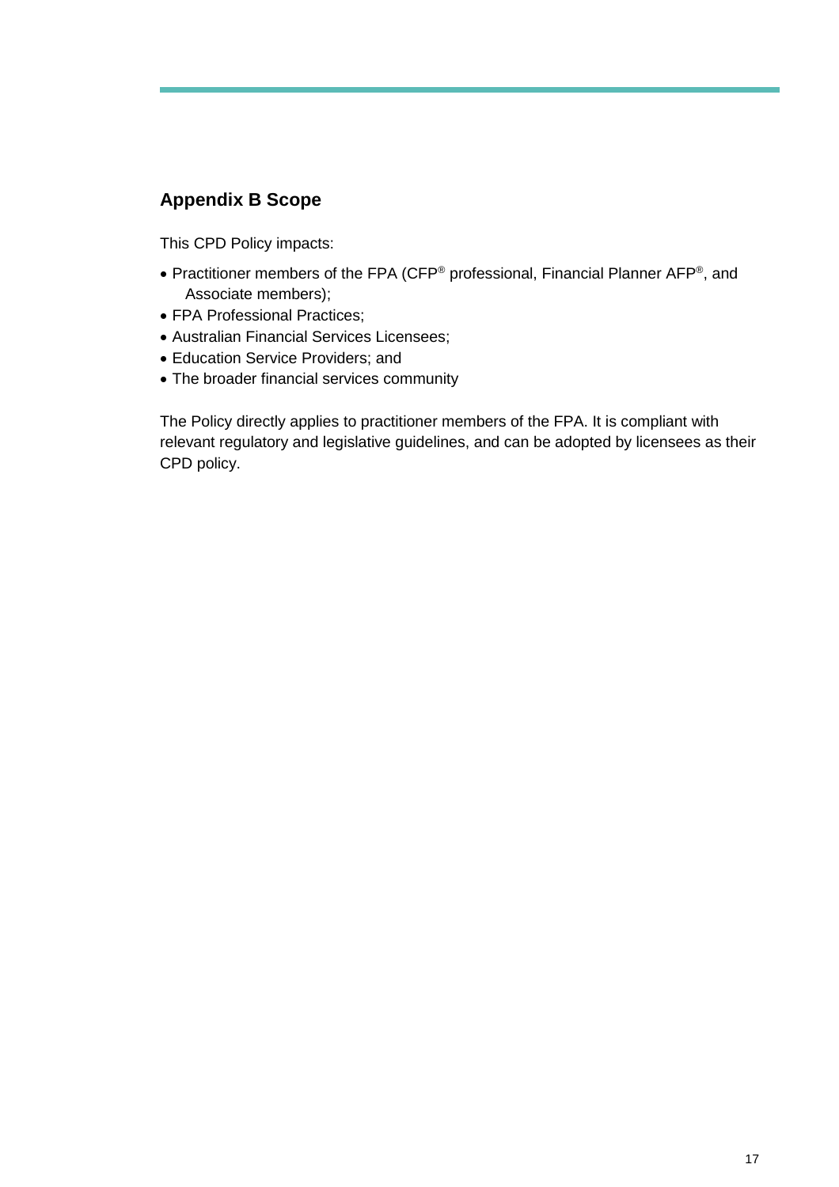## Appendix B Scope

This CPD Policy impacts:

- Practitioner members of the FPA (CFP® professional, Financial Planner AFP®, and Associate members);
- FPA Professional Practices;
- Australian Financial Services Licensees;
- Education Service Providers; and
- The broader financial services community

The Policy directly applies to practitioner members of the FPA. It is compliant with relevant regulatory and legislative guidelines, and can be adopted by licensees as their CPD policy.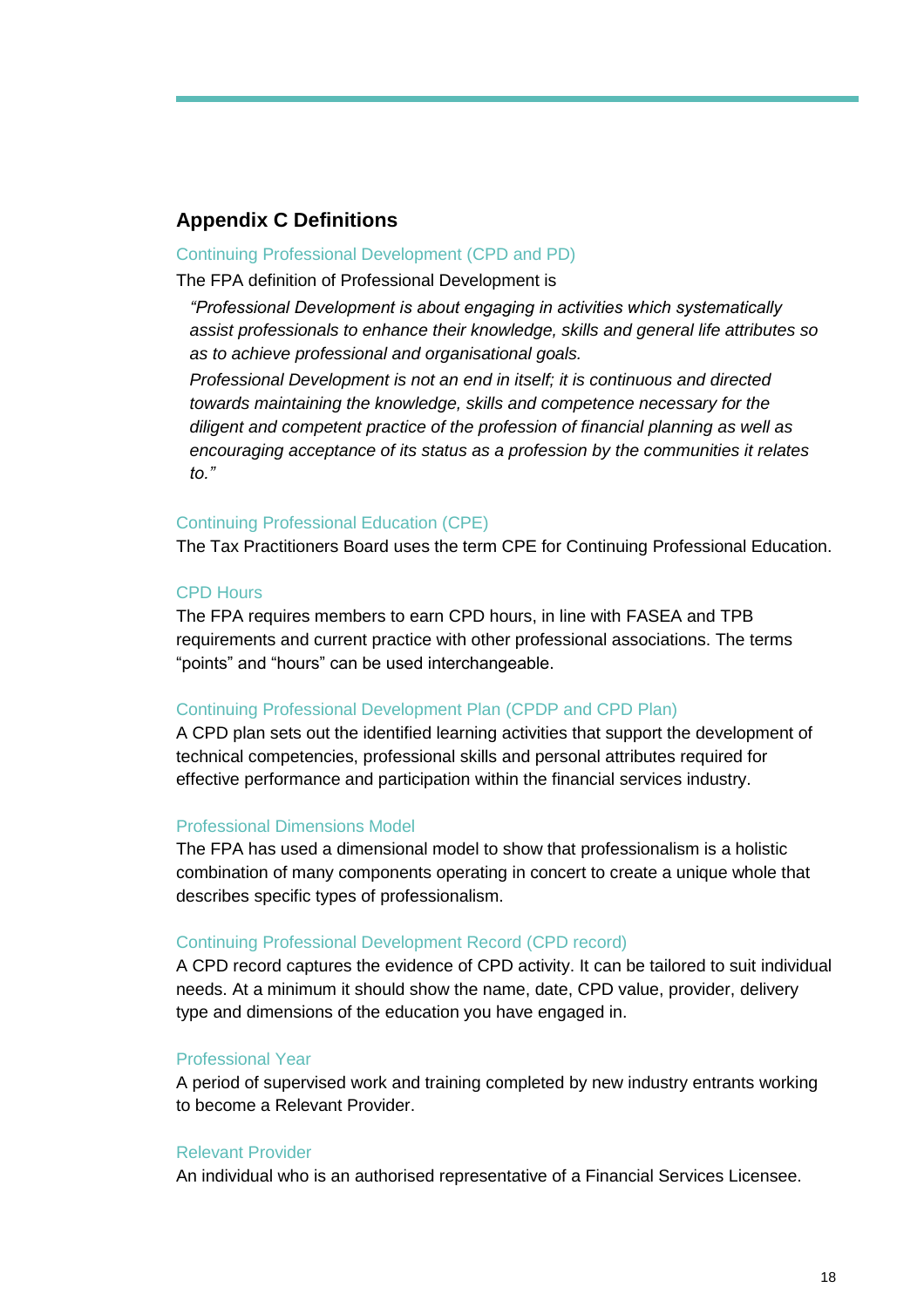## Appendix C Definitions

### Continuing Professional Development (CPD and PD)

The FPA definition of Professional Development is

> *"Professional Development is about engaging in activities which systematically assist professionals to enhance their knowledge, skills and general life attributes so as to achieve professional and organisational goals.*
>
> *Professional Development is not an end in itself; it is continuous and directed towards maintaining the knowledge, skills and competence necessary for the diligent and competent practice of the profession of financial planning as well as encouraging acceptance of its status as a profession by the communities it relates to."*

### Continuing Professional Education (CPE)

The Tax Practitioners Board uses the term CPE for Continuing Professional Education.

### CPD Hours

The FPA requires members to earn CPD hours, in line with FASEA and TPB requirements and current practice with other professional associations. The terms "points" and "hours" can be used interchangeable.

### Continuing Professional Development Plan (CPDP and CPD Plan)

A CPD plan sets out the identified learning activities that support the development of technical competencies, professional skills and personal attributes required for effective performance and participation within the financial services industry.

### Professional Dimensions Model

The FPA has used a dimensional model to show that professionalism is a holistic combination of many components operating in concert to create a unique whole that describes specific types of professionalism.

### Continuing Professional Development Record (CPD record)

A CPD record captures the evidence of CPD activity. It can be tailored to suit individual needs. At a minimum it should show the name, date, CPD value, provider, delivery type and dimensions of the education you have engaged in.

### Professional Year

A period of supervised work and training completed by new industry entrants working to become a Relevant Provider.

### Relevant Provider

An individual who is an authorised representative of a Financial Services Licensee.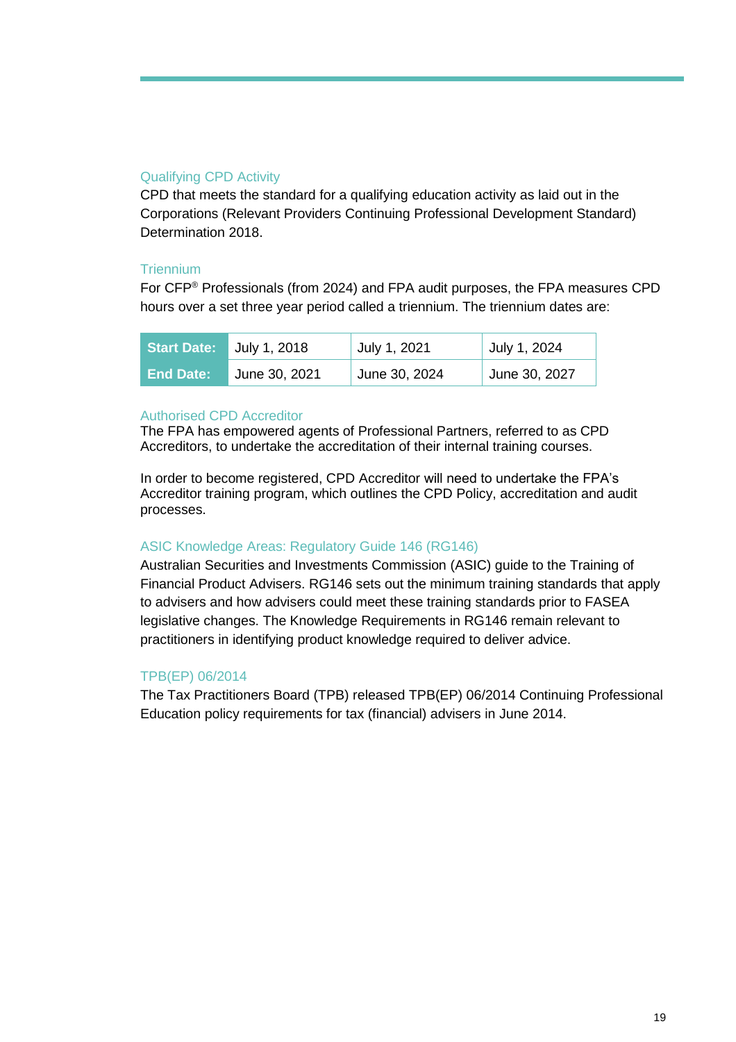### Qualifying CPD Activity

CPD that meets the standard for a qualifying education activity as laid out in the Corporations (Relevant Providers Continuing Professional Development Standard) Determination 2018.

### Triennium

For CFP® Professionals (from 2024) and FPA audit purposes, the FPA measures CPD hours over a set three year period called a triennium. The triennium dates are:

| **Start Date:** | July 1, 2018 | July 1, 2021 | July 1, 2024 |
|---|---|---|---|
| **End Date:** | June 30, 2021 | June 30, 2024 | June 30, 2027 |

### Authorised CPD Accreditor

The FPA has empowered agents of Professional Partners, referred to as CPD Accreditors, to undertake the accreditation of their internal training courses.

In order to become registered, CPD Accreditor will need to undertake the FPA's Accreditor training program, which outlines the CPD Policy, accreditation and audit processes.

### ASIC Knowledge Areas: Regulatory Guide 146 (RG146)

Australian Securities and Investments Commission (ASIC) guide to the Training of Financial Product Advisers. RG146 sets out the minimum training standards that apply to advisers and how advisers could meet these training standards prior to FASEA legislative changes. The Knowledge Requirements in RG146 remain relevant to practitioners in identifying product knowledge required to deliver advice.

### TPB(EP) 06/2014

The Tax Practitioners Board (TPB) released TPB(EP) 06/2014 Continuing Professional Education policy requirements for tax (financial) advisers in June 2014.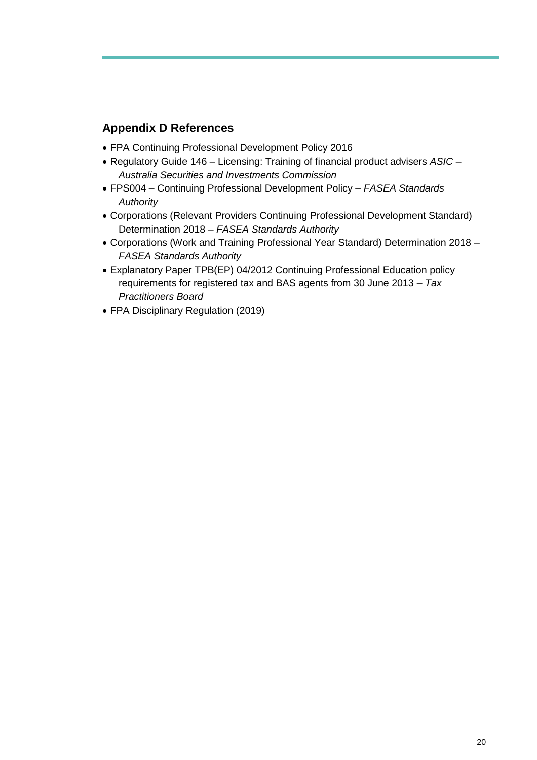## Appendix D References

- FPA Continuing Professional Development Policy 2016
- Regulatory Guide 146 – Licensing: Training of financial product advisers *ASIC – Australia Securities and Investments Commission*
- FPS004 – Continuing Professional Development Policy – *FASEA Standards Authority*
- Corporations (Relevant Providers Continuing Professional Development Standard) Determination 2018 – *FASEA Standards Authority*
- Corporations (Work and Training Professional Year Standard) Determination 2018 – *FASEA Standards Authority*
- Explanatory Paper TPB(EP) 04/2012 Continuing Professional Education policy requirements for registered tax and BAS agents from 30 June 2013 – *Tax Practitioners Board*
- FPA Disciplinary Regulation (2019)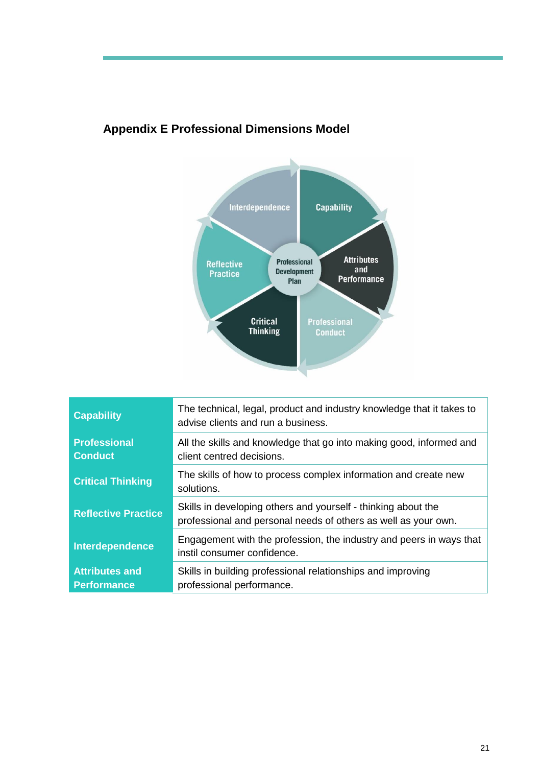## Appendix E Professional Dimensions Model

Interdependence
Capability
Reflective Practice
Professional Development Plan
Attributes and Performance
Critical Thinking
Professional Conduct

| | |
|---|---|
| **Capability** | The technical, legal, product and industry knowledge that it takes to advise clients and run a business. |
| **Professional Conduct** | All the skills and knowledge that go into making good, informed and client centred decisions. |
| **Critical Thinking** | The skills of how to process complex information and create new solutions. |
| **Reflective Practice** | Skills in developing others and yourself - thinking about the professional and personal needs of others as well as your own. |
| **Interdependence** | Engagement with the profession, the industry and peers in ways that instil consumer confidence. |
| **Attributes and Performance** | Skills in building professional relationships and improving professional performance. |